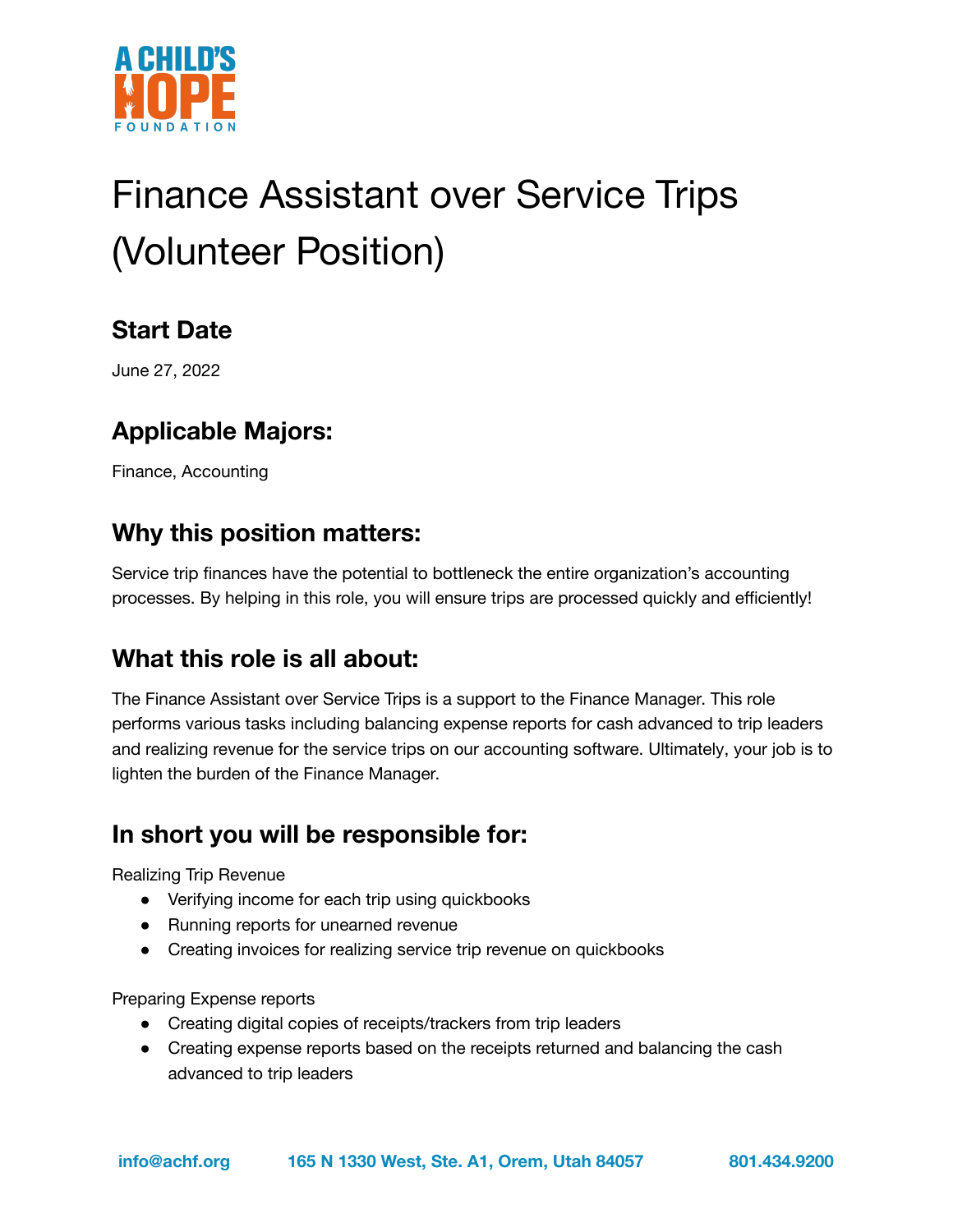# Finance Assistant over Service Trips (Volunteer Position)

## Start Date

June 27, 2022

## Applicable Majors:

Finance, Accounting

## Why this position matters:

Service trip finances have the potential to bottleneck the entire organization's accounting processes. By helping in this role, you will ensure trips are processed quickly and efficiently!

## What this role is all about:

The Finance Assistant over Service Trips is a support to the Finance Manager. This role performs various tasks including balancing expense reports for cash advanced to trip leaders and realizing revenue for the service trips on our accounting software. Ultimately, your job is to lighten the burden of the Finance Manager.

## In short you will be responsible for:

Realizing Trip Revenue

- Verifying income for each trip using quickbooks
- Running reports for unearned revenue
- Creating invoices for realizing service trip revenue on quickbooks

Preparing Expense reports

- Creating digital copies of receipts/trackers from trip leaders
- Creating expense reports based on the receipts returned and balancing the cash advanced to trip leaders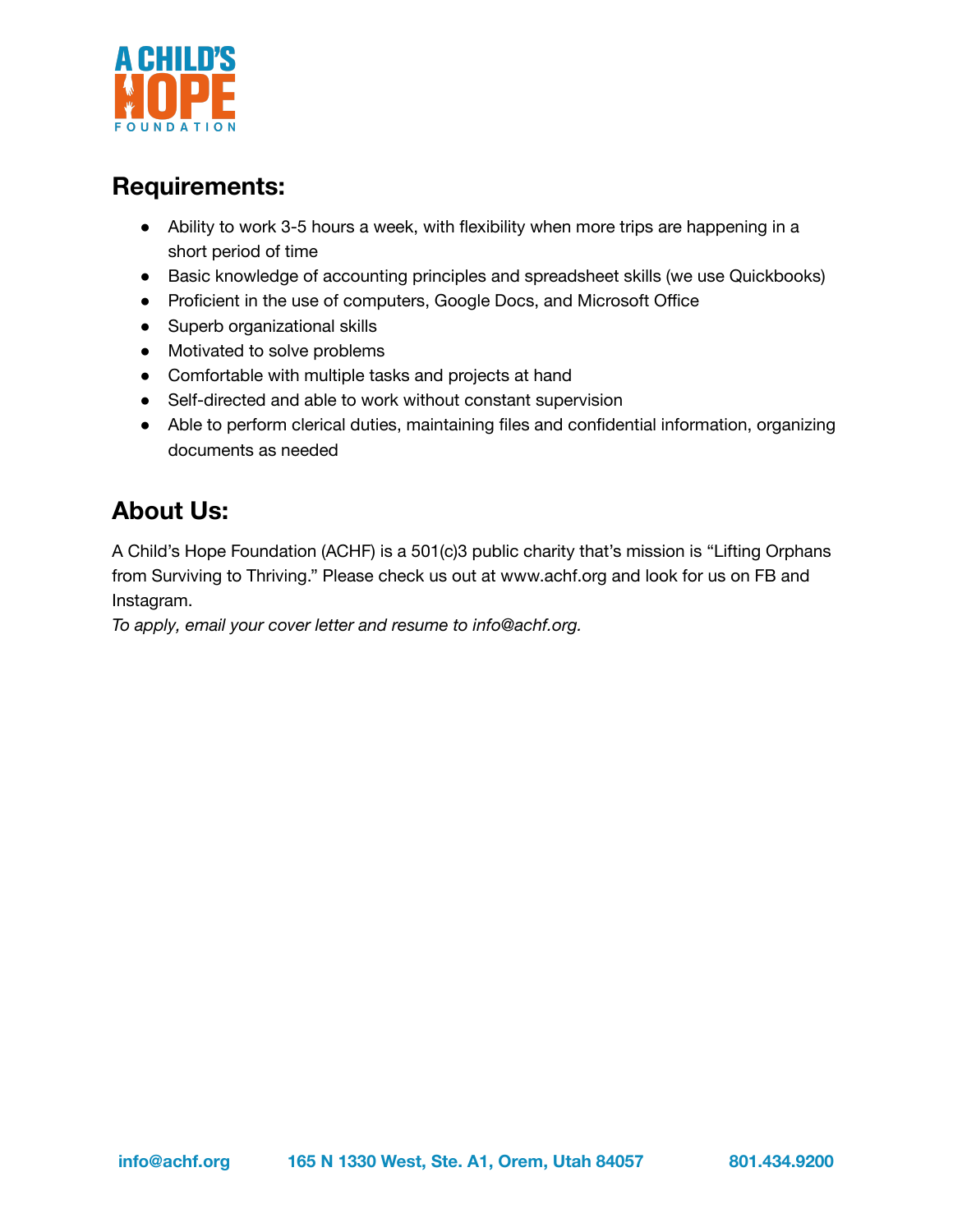## Requirements:

- Ability to work 3-5 hours a week, with flexibility when more trips are happening in a short period of time
- Basic knowledge of accounting principles and spreadsheet skills (we use Quickbooks)
- Proficient in the use of computers, Google Docs, and Microsoft Office
- Superb organizational skills
- Motivated to solve problems
- Comfortable with multiple tasks and projects at hand
- Self-directed and able to work without constant supervision
- Able to perform clerical duties, maintaining files and confidential information, organizing documents as needed

## About Us:

A Child's Hope Foundation (ACHF) is a 501(c)3 public charity that's mission is "Lifting Orphans from Surviving to Thriving." Please check us out at www.achf.org and look for us on FB and Instagram.

*To apply, email your cover letter and resume to info@achf.org.*